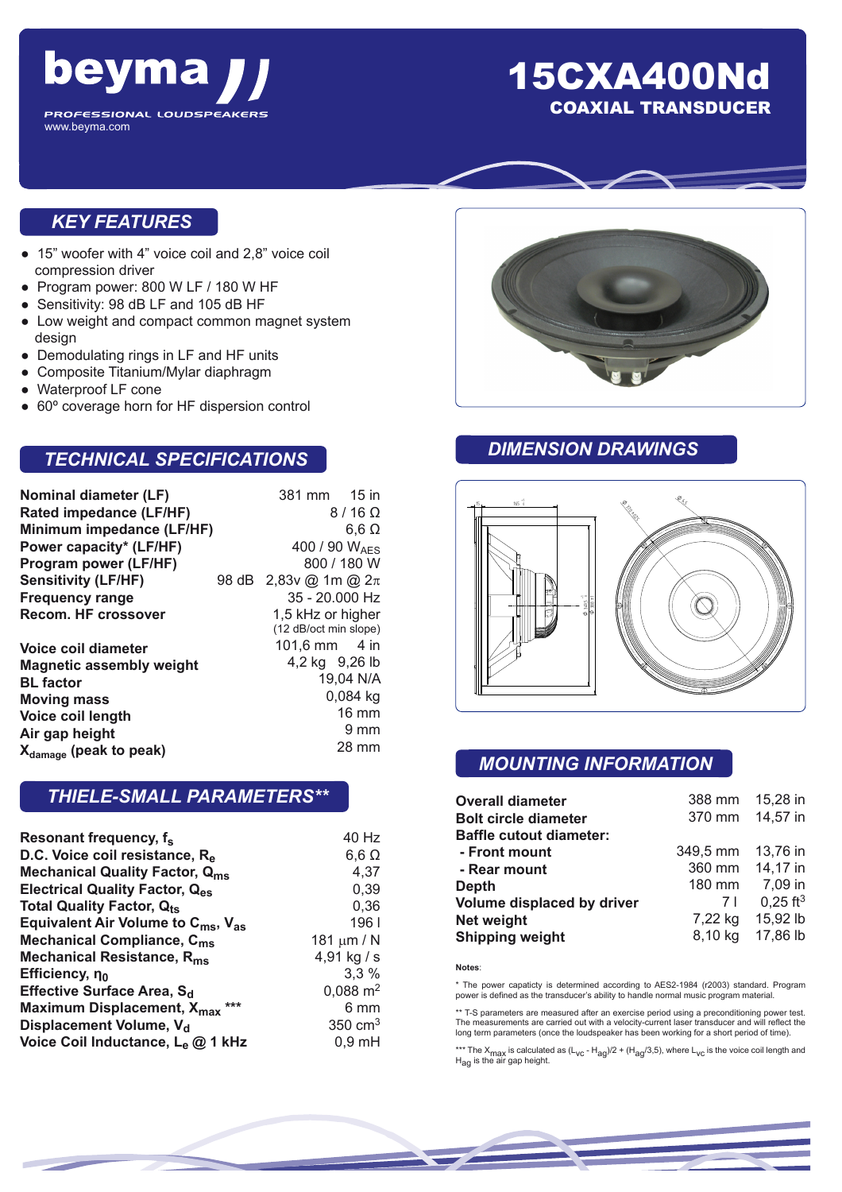# beyma

PROFESSIONAL LOUDSPEAKERS

www.beyma.com

# 15CXA400Nd

## COAXIAL TRANSDUCER

## KEY FEATURES

- 15" woofer with 4" voice coil and 2,8" voice coil compression driver
- Program power: 800 W LF / 180 W HF
- Sensitivity: 98 dB LF and 105 dB HF
- Low weight and compact common magnet system design
- Demodulating rings in LF and HF units
- Composite Titanium/Mylar diaphragm
- Waterproof LF cone
- 60º coverage horn for HF dispersion control

## TECHNICAL SPECIFICATIONS

| | |
|---|---|
| **Nominal diameter (LF)** | 381 mm 15 in |
| **Rated impedance (LF/HF)** | 8 / 16 Ω |
| **Minimum impedance (LF/HF)** | 6,6 Ω |
| **Power capacity* (LF/HF)** | 400 / 90 $W_{AES}$ |
| **Program power (LF/HF)** | 800 / 180 W |
| **Sensitivity (LF/HF)** | 98 dB 2,83v @ 1m @ 2π |
| **Frequency range** | 35 - 20.000 Hz |
| **Recom. HF crossover** | 1,5 kHz or higher (12 dB/oct min slope) |
| **Voice coil diameter** | 101,6 mm 4 in |
| **Magnetic assembly weight** | 4,2 kg 9,26 lb |
| **BL factor** | 19,04 N/A |
| **Moving mass** | 0,084 kg |
| **Voice coil length** | 16 mm |
| **Air gap height** | 9 mm |
| **$X_{damage}$ (peak to peak)** | 28 mm |

## THIELE-SMALL PARAMETERS**

| | |
|---|---|
| **Resonant frequency, $f_s$** | 40 Hz |
| **D.C. Voice coil resistance, $R_e$** | 6,6 Ω |
| **Mechanical Quality Factor, $Q_{ms}$** | 4,37 |
| **Electrical Quality Factor, $Q_{es}$** | 0,39 |
| **Total Quality Factor, $Q_{ts}$** | 0,36 |
| **Equivalent Air Volume to $C_{ms}$, $V_{as}$** | 196 l |
| **Mechanical Compliance, $C_{ms}$** | 181 μm / N |
| **Mechanical Resistance, $R_{ms}$** | 4,91 kg / s |
| **Efficiency, $\eta_0$** | 3,3 % |
| **Effective Surface Area, $S_d$** | 0,088 $m^2$ |
| **Maximum Displacement, $X_{max}$ \*\*\*** | 6 mm |
| **Displacement Volume, $V_d$** | 350 $cm^3$ |
| **Voice Coil Inductance, $L_e$ @ 1 kHz** | 0,9 mH |

## DIMENSION DRAWINGS

## MOUNTING INFORMATION

| | | |
|---|---|---|
| **Overall diameter** | 388 mm | 15,28 in |
| **Bolt circle diameter** | 370 mm | 14,57 in |
| **Baffle cutout diameter:** | | |
| **- Front mount** | 349,5 mm | 13,76 in |
| **- Rear mount** | 360 mm | 14,17 in |
| **Depth** | 180 mm | 7,09 in |
| **Volume displaced by driver** | 7 l | 0,25 $ft^3$ |
| **Net weight** | 7,22 kg | 15,92 lb |
| **Shipping weight** | 8,10 kg | 17,86 lb |

**Notes**:

\* The power capacity is determined according to AES2-1984 (r2003) standard. Program power is defined as the transducer's ability to handle normal music program material.

\*\* T-S parameters are measured after an exercise period using a preconditioning power test. The measurements are carried out with a velocity-current laser transducer and will reflect the long term parameters (once the loudspeaker has been working for a short period of time).

\*\*\* The $X_{max}$ is calculated as $(L_{vc} - H_{ag})/2 + (H_{ag}/3,5)$, where $L_{vc}$ is the voice coil length and $H_{ag}$ is the air gap height.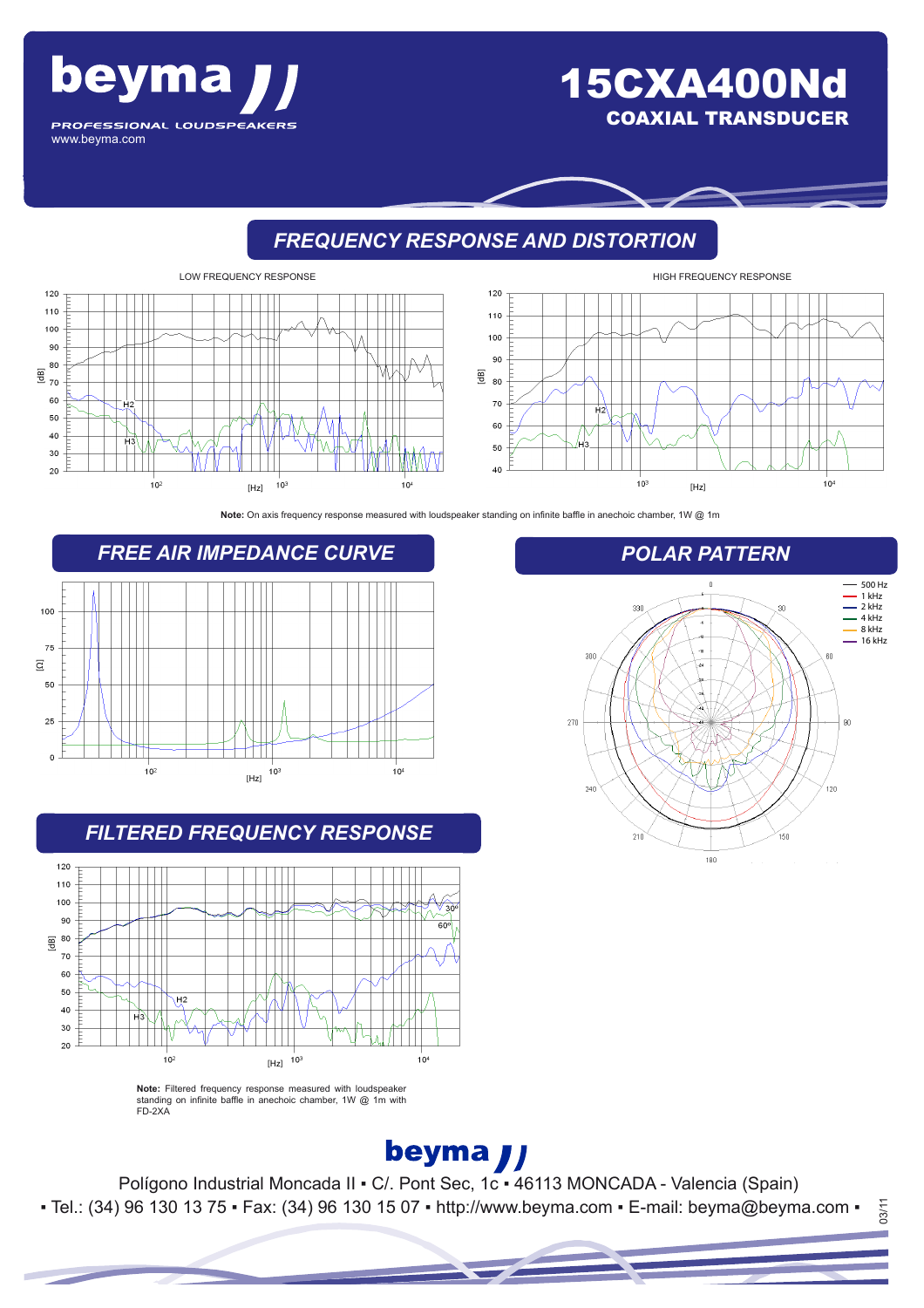beyma
PROFESSIONAL LOUDSPEAKERS
www.beyma.com

# 15CXA400Nd

## COAXIAL TRANSDUCER

## FREQUENCY RESPONSE AND DISTORTION

LOW FREQUENCY RESPONSE

120
110
100
90
80
70
60
50
40
30
20
[dB]
H2
H3
$10^2$
[Hz]
$10^3$
$10^4$

HIGH FREQUENCY RESPONSE

120
110
100
90
80
70
60
50
40
[dB]
H2
H3
$10^3$
[Hz]
$10^4$

**Note:** On axis frequency response measured with loudspeaker standing on infinite baffle in anechoic chamber, 1W @ 1m

## FREE AIR IMPEDANCE CURVE

100
75
50
25
0
[Ω]
$10^2$
[Hz]
$10^3$
$10^4$

## POLAR PATTERN

500 Hz
1 kHz
2 kHz
4 kHz
8 kHz
16 kHz

0
30
60
90
120
150
180
210
240
270
300
330

## FILTERED FREQUENCY RESPONSE

120
110
100
90
80
70
60
50
40
30
20
[dB]
30º
60º
H2
H3
$10^2$
[Hz]
$10^3$
$10^4$

**Note:** Filtered frequency response measured with loudspeaker standing on infinite baffle in anechoic chamber, 1W @ 1m with FD-2XA

beyma

Polígono Industrial Moncada II ▪ C/. Pont Sec, 1c ▪ 46113 MONCADA - Valencia (Spain)
▪ Tel.: (34) 96 130 13 75 ▪ Fax: (34) 96 130 15 07 ▪ http://www.beyma.com ▪ E-mail: beyma@beyma.com ▪

03/11